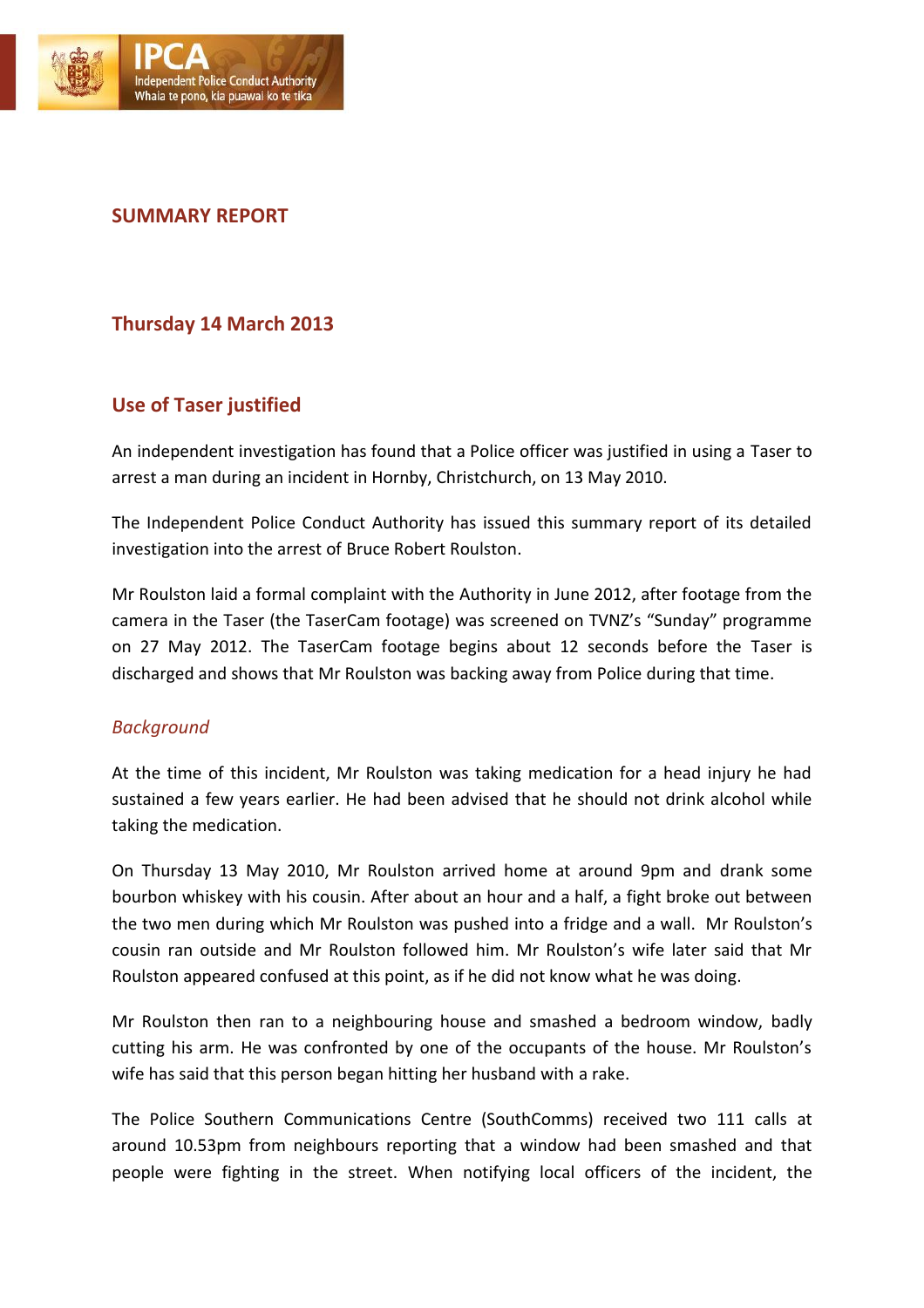## SUMMARY REPORT

### Thursday 14 March 2013

### Use of Taser justified

An independent investigation has found that a Police officer was justified in using a Taser to arrest a man during an incident in Hornby, Christchurch, on 13 May 2010.

The Independent Police Conduct Authority has issued this summary report of its detailed investigation into the arrest of Bruce Robert Roulston.

Mr Roulston laid a formal complaint with the Authority in June 2012, after footage from the camera in the Taser (the TaserCam footage) was screened on TVNZ's "Sunday" programme on 27 May 2012. The TaserCam footage begins about 12 seconds before the Taser is discharged and shows that Mr Roulston was backing away from Police during that time.

#### *Background*

At the time of this incident, Mr Roulston was taking medication for a head injury he had sustained a few years earlier. He had been advised that he should not drink alcohol while taking the medication.

On Thursday 13 May 2010, Mr Roulston arrived home at around 9pm and drank some bourbon whiskey with his cousin. After about an hour and a half, a fight broke out between the two men during which Mr Roulston was pushed into a fridge and a wall. Mr Roulston's cousin ran outside and Mr Roulston followed him. Mr Roulston's wife later said that Mr Roulston appeared confused at this point, as if he did not know what he was doing.

Mr Roulston then ran to a neighbouring house and smashed a bedroom window, badly cutting his arm. He was confronted by one of the occupants of the house. Mr Roulston's wife has said that this person began hitting her husband with a rake.

The Police Southern Communications Centre (SouthComms) received two 111 calls at around 10.53pm from neighbours reporting that a window had been smashed and that people were fighting in the street. When notifying local officers of the incident, the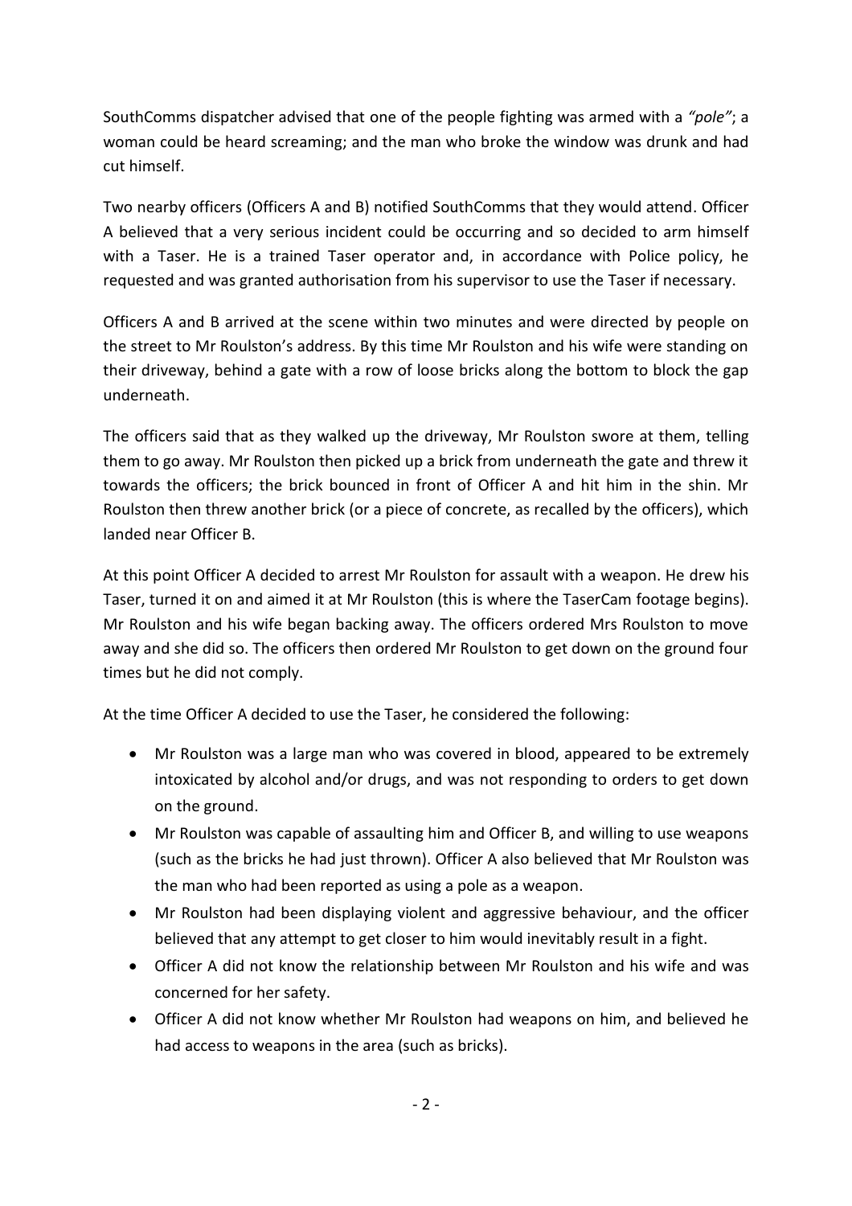SouthComms dispatcher advised that one of the people fighting was armed with a *"pole"*; a woman could be heard screaming; and the man who broke the window was drunk and had cut himself.

Two nearby officers (Officers A and B) notified SouthComms that they would attend. Officer A believed that a very serious incident could be occurring and so decided to arm himself with a Taser. He is a trained Taser operator and, in accordance with Police policy, he requested and was granted authorisation from his supervisor to use the Taser if necessary.

Officers A and B arrived at the scene within two minutes and were directed by people on the street to Mr Roulston's address. By this time Mr Roulston and his wife were standing on their driveway, behind a gate with a row of loose bricks along the bottom to block the gap underneath.

The officers said that as they walked up the driveway, Mr Roulston swore at them, telling them to go away. Mr Roulston then picked up a brick from underneath the gate and threw it towards the officers; the brick bounced in front of Officer A and hit him in the shin. Mr Roulston then threw another brick (or a piece of concrete, as recalled by the officers), which landed near Officer B.

At this point Officer A decided to arrest Mr Roulston for assault with a weapon. He drew his Taser, turned it on and aimed it at Mr Roulston (this is where the TaserCam footage begins). Mr Roulston and his wife began backing away. The officers ordered Mrs Roulston to move away and she did so. The officers then ordered Mr Roulston to get down on the ground four times but he did not comply.

At the time Officer A decided to use the Taser, he considered the following:

- Mr Roulston was a large man who was covered in blood, appeared to be extremely intoxicated by alcohol and/or drugs, and was not responding to orders to get down on the ground.
- Mr Roulston was capable of assaulting him and Officer B, and willing to use weapons (such as the bricks he had just thrown). Officer A also believed that Mr Roulston was the man who had been reported as using a pole as a weapon.
- Mr Roulston had been displaying violent and aggressive behaviour, and the officer believed that any attempt to get closer to him would inevitably result in a fight.
- Officer A did not know the relationship between Mr Roulston and his wife and was concerned for her safety.
- Officer A did not know whether Mr Roulston had weapons on him, and believed he had access to weapons in the area (such as bricks).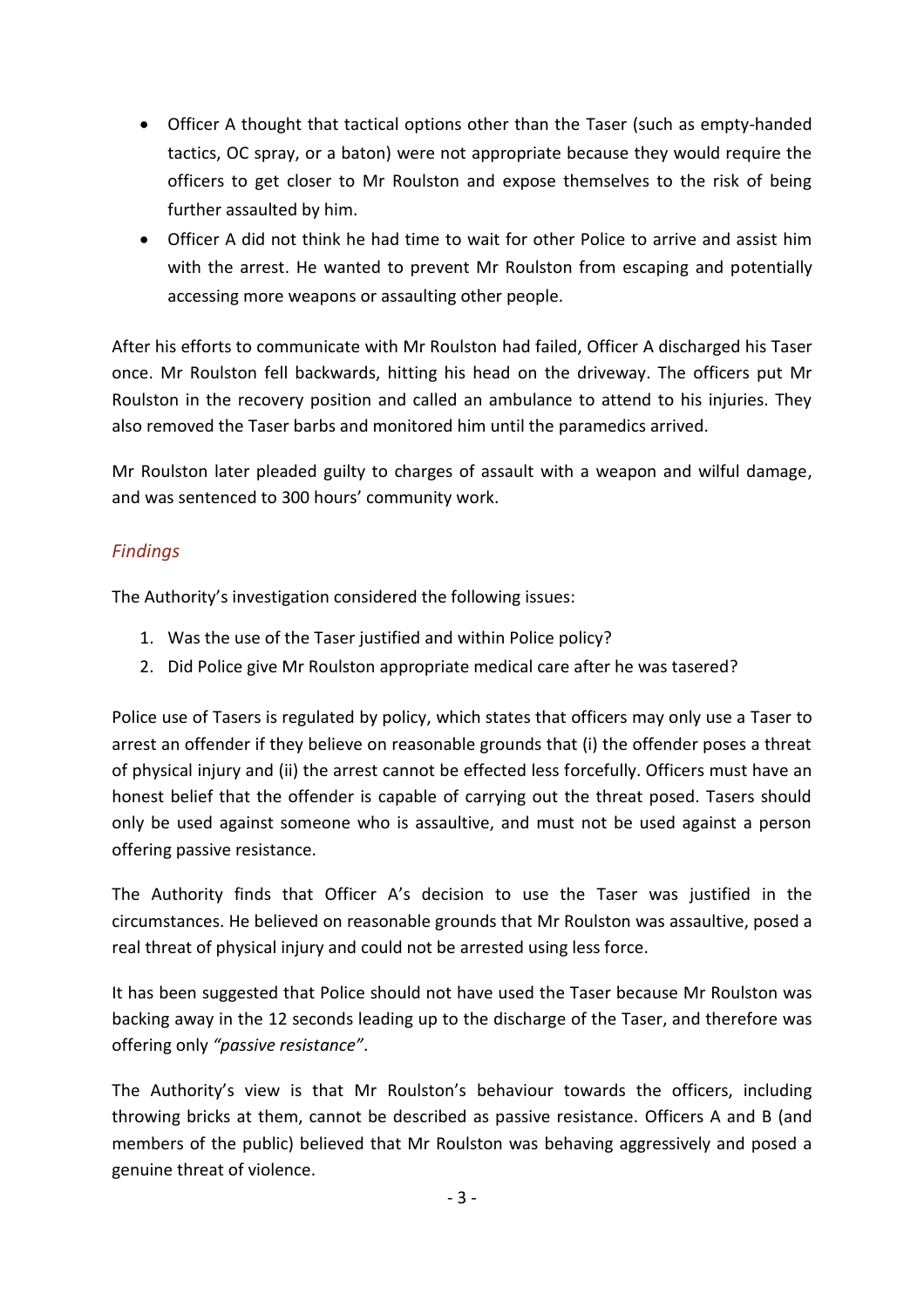- Officer A thought that tactical options other than the Taser (such as empty-handed tactics, OC spray, or a baton) were not appropriate because they would require the officers to get closer to Mr Roulston and expose themselves to the risk of being further assaulted by him.
- Officer A did not think he had time to wait for other Police to arrive and assist him with the arrest. He wanted to prevent Mr Roulston from escaping and potentially accessing more weapons or assaulting other people.

After his efforts to communicate with Mr Roulston had failed, Officer A discharged his Taser once. Mr Roulston fell backwards, hitting his head on the driveway. The officers put Mr Roulston in the recovery position and called an ambulance to attend to his injuries. They also removed the Taser barbs and monitored him until the paramedics arrived.

Mr Roulston later pleaded guilty to charges of assault with a weapon and wilful damage, and was sentenced to 300 hours' community work.

## *Findings*

The Authority's investigation considered the following issues:

1. Was the use of the Taser justified and within Police policy?
2. Did Police give Mr Roulston appropriate medical care after he was tasered?

Police use of Tasers is regulated by policy, which states that officers may only use a Taser to arrest an offender if they believe on reasonable grounds that (i) the offender poses a threat of physical injury and (ii) the arrest cannot be effected less forcefully. Officers must have an honest belief that the offender is capable of carrying out the threat posed. Tasers should only be used against someone who is assaultive, and must not be used against a person offering passive resistance.

The Authority finds that Officer A's decision to use the Taser was justified in the circumstances. He believed on reasonable grounds that Mr Roulston was assaultive, posed a real threat of physical injury and could not be arrested using less force.

It has been suggested that Police should not have used the Taser because Mr Roulston was backing away in the 12 seconds leading up to the discharge of the Taser, and therefore was offering only *"passive resistance"*.

The Authority's view is that Mr Roulston's behaviour towards the officers, including throwing bricks at them, cannot be described as passive resistance. Officers A and B (and members of the public) believed that Mr Roulston was behaving aggressively and posed a genuine threat of violence.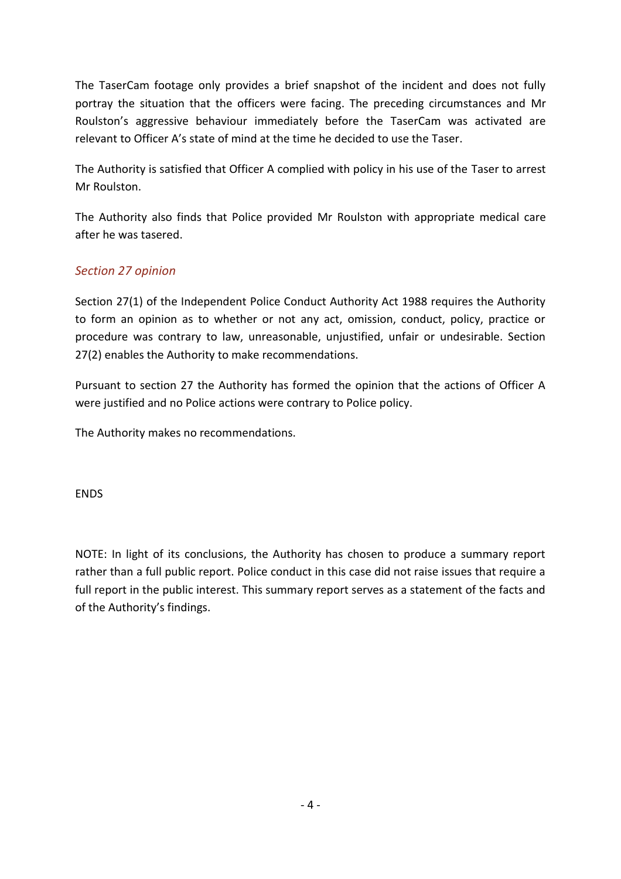The TaserCam footage only provides a brief snapshot of the incident and does not fully portray the situation that the officers were facing. The preceding circumstances and Mr Roulston's aggressive behaviour immediately before the TaserCam was activated are relevant to Officer A's state of mind at the time he decided to use the Taser.

The Authority is satisfied that Officer A complied with policy in his use of the Taser to arrest Mr Roulston.

The Authority also finds that Police provided Mr Roulston with appropriate medical care after he was tasered.

## *Section 27 opinion*

Section 27(1) of the Independent Police Conduct Authority Act 1988 requires the Authority to form an opinion as to whether or not any act, omission, conduct, policy, practice or procedure was contrary to law, unreasonable, unjustified, unfair or undesirable. Section 27(2) enables the Authority to make recommendations.

Pursuant to section 27 the Authority has formed the opinion that the actions of Officer A were justified and no Police actions were contrary to Police policy.

The Authority makes no recommendations.

ENDS

NOTE: In light of its conclusions, the Authority has chosen to produce a summary report rather than a full public report. Police conduct in this case did not raise issues that require a full report in the public interest. This summary report serves as a statement of the facts and of the Authority's findings.